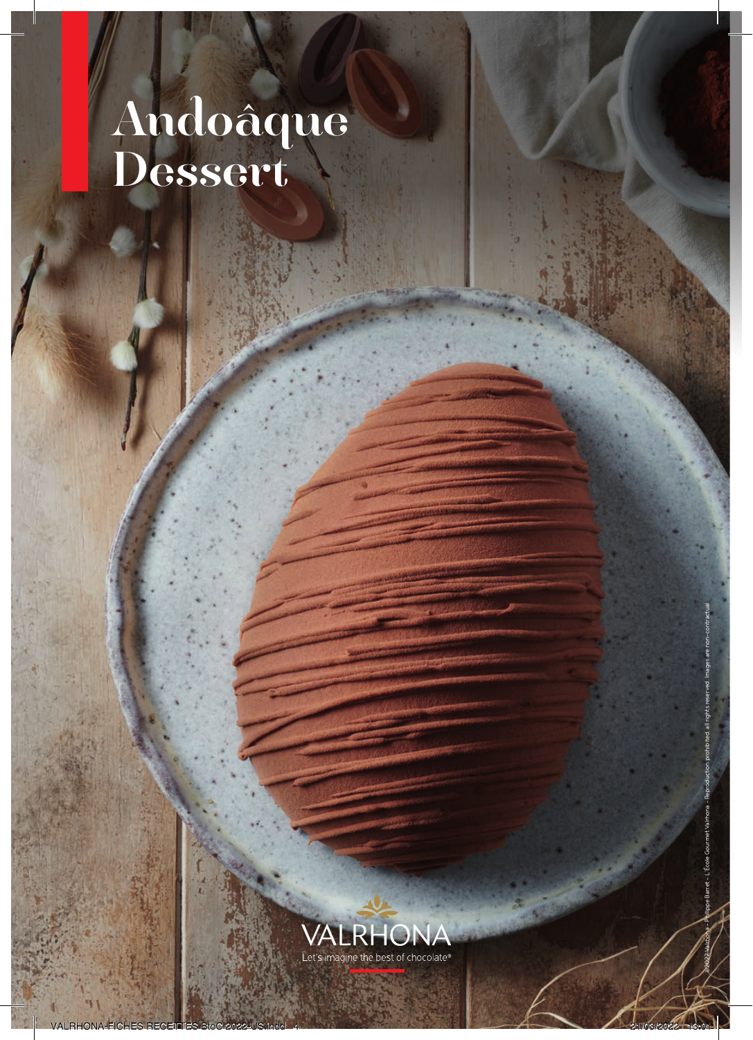# Andoâque Dessert

VALRHONA

Let's imagine the best of chocolate®

©2022 Valrhona - Philippe Barret - L'École Gourmet Valrhona - Reproduction prohibited, all rights reserved. Images are non-contractual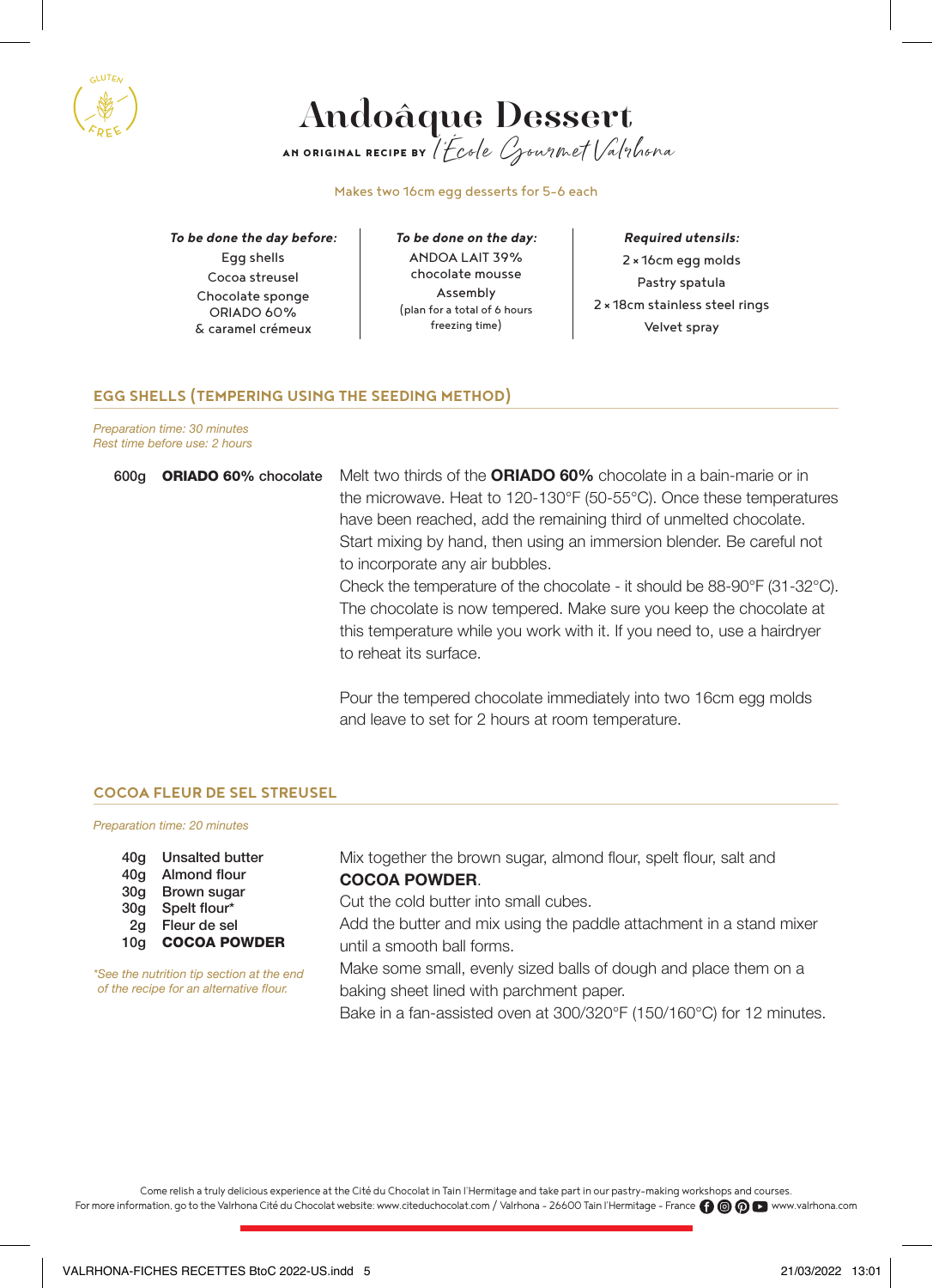GLUTEN FREE

# Andoâque Dessert

AN ORIGINAL RECIPE BY l'École Gourmet Valrhona

Makes two 16cm egg desserts for 5-6 each

***To be done the day before:***
Egg shells
Cocoa streusel
Chocolate sponge
ORIADO 60%
& caramel crémeux

***To be done on the day:***
ANDOA LAIT 39%
chocolate mousse
Assembly
(plan for a total of 6 hours freezing time)

***Required utensils:***
2 × 16cm egg molds
Pastry spatula
2 × 18cm stainless steel rings
Velvet spray

## EGG SHELLS (TEMPERING USING THE SEEDING METHOD)

*Preparation time: 30 minutes*
*Rest time before use: 2 hours*

600g **ORIADO 60%** chocolate

Melt two thirds of the **ORIADO 60%** chocolate in a bain-marie or in the microwave. Heat to 120-130°F (50-55°C). Once these temperatures have been reached, add the remaining third of unmelted chocolate. Start mixing by hand, then using an immersion blender. Be careful not to incorporate any air bubbles.
Check the temperature of the chocolate - it should be 88-90°F (31-32°C). The chocolate is now tempered. Make sure you keep the chocolate at this temperature while you work with it. If you need to, use a hairdryer to reheat its surface.

Pour the tempered chocolate immediately into two 16cm egg molds and leave to set for 2 hours at room temperature.

## COCOA FLEUR DE SEL STREUSEL

*Preparation time: 20 minutes*

- 40g Unsalted butter
- 40g Almond flour
- 30g Brown sugar
- 30g Spelt flour*
- 2g Fleur de sel
- 10g **COCOA POWDER**

*\*See the nutrition tip section at the end of the recipe for an alternative flour.*

Mix together the brown sugar, almond flour, spelt flour, salt and **COCOA POWDER**.
Cut the cold butter into small cubes.
Add the butter and mix using the paddle attachment in a stand mixer until a smooth ball forms.
Make some small, evenly sized balls of dough and place them on a baking sheet lined with parchment paper.
Bake in a fan-assisted oven at 300/320°F (150/160°C) for 12 minutes.

Come relish a truly delicious experience at the Cité du Chocolat in Tain l'Hermitage and take part in our pastry-making workshops and courses.
For more information, go to the Valrhona Cité du Chocolat website: www.citeduchocolat.com / Valrhona - 26600 Tain l'Hermitage - France www.valrhona.com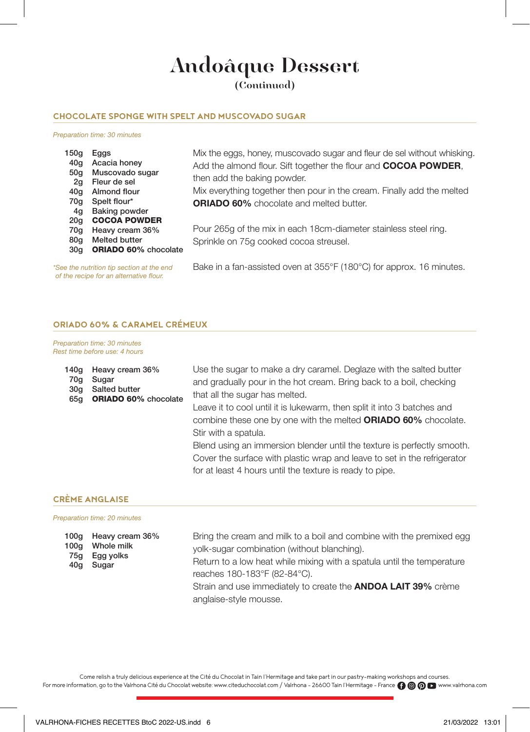# Andoâque Dessert

(Continued)

## CHOCOLATE SPONGE WITH SPELT AND MUSCOVADO SUGAR

*Preparation time: 30 minutes*

- 150g Eggs
- 40g Acacia honey
- 50g Muscovado sugar
- 2g Fleur de sel
- 40g Almond flour
- 70g Spelt flour*
- 4g Baking powder
- 20g **COCOA POWDER**
- 70g Heavy cream 36%
- 80g Melted butter
- 30g **ORIADO 60%** chocolate

*\*See the nutrition tip section at the end of the recipe for an alternative flour.*

Mix the eggs, honey, muscovado sugar and fleur de sel without whisking. Add the almond flour. Sift together the flour and **COCOA POWDER**, then add the baking powder.
Mix everything together then pour in the cream. Finally add the melted **ORIADO 60%** chocolate and melted butter.

Pour 265g of the mix in each 18cm-diameter stainless steel ring. Sprinkle on 75g cooked cocoa streusel.

Bake in a fan-assisted oven at 355°F (180°C) for approx. 16 minutes.

## ORIADO 60% & CARAMEL CRÉMEUX

*Preparation time: 30 minutes*
*Rest time before use: 4 hours*

- 140g Heavy cream 36%
- 70g Sugar
- 30g Salted butter
- 65g **ORIADO 60%** chocolate

Use the sugar to make a dry caramel. Deglaze with the salted butter and gradually pour in the hot cream. Bring back to a boil, checking that all the sugar has melted.
Leave it to cool until it is lukewarm, then split it into 3 batches and combine these one by one with the melted **ORIADO 60%** chocolate. Stir with a spatula.
Blend using an immersion blender until the texture is perfectly smooth.
Cover the surface with plastic wrap and leave to set in the refrigerator for at least 4 hours until the texture is ready to pipe.

## CRÈME ANGLAISE

*Preparation time: 20 minutes*

- 100g Heavy cream 36%
- 100g Whole milk
- 75g Egg yolks
- 40g Sugar

Bring the cream and milk to a boil and combine with the premixed egg yolk-sugar combination (without blanching).
Return to a low heat while mixing with a spatula until the temperature reaches 180-183°F (82-84°C).
Strain and use immediately to create the **ANDOA LAIT 39%** crème anglaise-style mousse.

Come relish a truly delicious experience at the Cité du Chocolat in Tain l'Hermitage and take part in our pastry-making workshops and courses.
For more information, go to the Valrhona Cité du Chocolat website: www.citeduchocolat.com / Valrhona - 26600 Tain l'Hermitage - France www.valrhona.com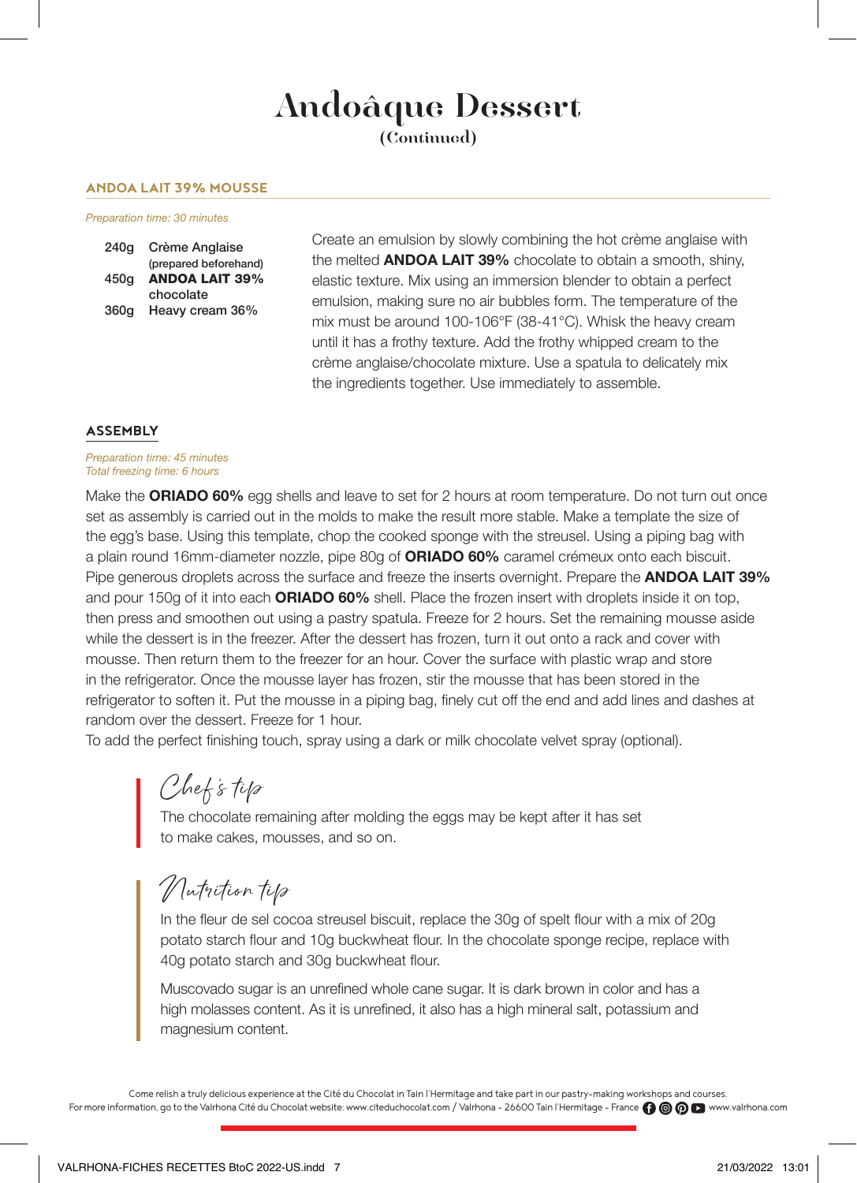# Andoâque Dessert

(Continued)

## ANDOA LAIT 39% MOUSSE

*Preparation time: 30 minutes*

| | |
|---|---|
| 240g | Crème Anglaise (prepared beforehand) |
| 450g | **ANDOA LAIT 39%** chocolate |
| 360g | Heavy cream 36% |

Create an emulsion by slowly combining the hot crème anglaise with the melted **ANDOA LAIT 39%** chocolate to obtain a smooth, shiny, elastic texture. Mix using an immersion blender to obtain a perfect emulsion, making sure no air bubbles form. The temperature of the mix must be around 100-106°F (38-41°C). Whisk the heavy cream until it has a frothy texture. Add the frothy whipped cream to the crème anglaise/chocolate mixture. Use a spatula to delicately mix the ingredients together. Use immediately to assemble.

## ASSEMBLY

*Preparation time: 45 minutes*
*Total freezing time: 6 hours*

Make the **ORIADO 60%** egg shells and leave to set for 2 hours at room temperature. Do not turn out once set as assembly is carried out in the molds to make the result more stable. Make a template the size of the egg's base. Using this template, chop the cooked sponge with the streusel. Using a piping bag with a plain round 16mm-diameter nozzle, pipe 80g of **ORIADO 60%** caramel crémeux onto each biscuit. Pipe generous droplets across the surface and freeze the inserts overnight. Prepare the **ANDOA LAIT 39%** and pour 150g of it into each **ORIADO 60%** shell. Place the frozen insert with droplets inside it on top, then press and smoothen out using a pastry spatula. Freeze for 2 hours. Set the remaining mousse aside while the dessert is in the freezer. After the dessert has frozen, turn it out onto a rack and cover with mousse. Then return them to the freezer for an hour. Cover the surface with plastic wrap and store in the refrigerator. Once the mousse layer has frozen, stir the mousse that has been stored in the refrigerator to soften it. Put the mousse in a piping bag, finely cut off the end and add lines and dashes at random over the dessert. Freeze for 1 hour.
To add the perfect finishing touch, spray using a dark or milk chocolate velvet spray (optional).

### Chef's tip

The chocolate remaining after molding the eggs may be kept after it has set to make cakes, mousses, and so on.

### Nutrition tip

In the fleur de sel cocoa streusel biscuit, replace the 30g of spelt flour with a mix of 20g potato starch flour and 10g buckwheat flour. In the chocolate sponge recipe, replace with 40g potato starch and 30g buckwheat flour.

Muscovado sugar is an unrefined whole cane sugar. It is dark brown in color and has a high molasses content. As it is unrefined, it also has a high mineral salt, potassium and magnesium content.

Come relish a truly delicious experience at the Cité du Chocolat in Tain l'Hermitage and take part in our pastry-making workshops and courses.
For more information, go to the Valrhona Cité du Chocolat website: www.citeduchocolat.com / Valrhona - 26600 Tain l'Hermitage - France www.valrhona.com